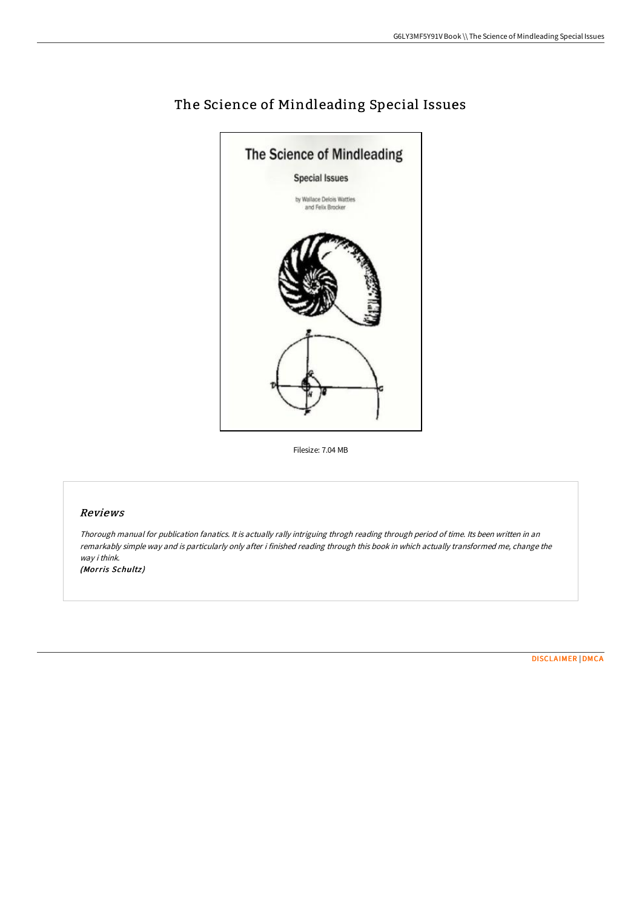# The Science of Mindleading Special Issues

Filesize: 7.04 MB

## *Reviews*

*Thorough manual for publication fanatics. It is actually rally intriguing throgh reading through period of time. Its been written in an remarkably simple way and is particularly only after i finished reading through this book in which actually transformed me, change the way i think.*

***(Morris Schultz)***

DISCLAIMER | DMCA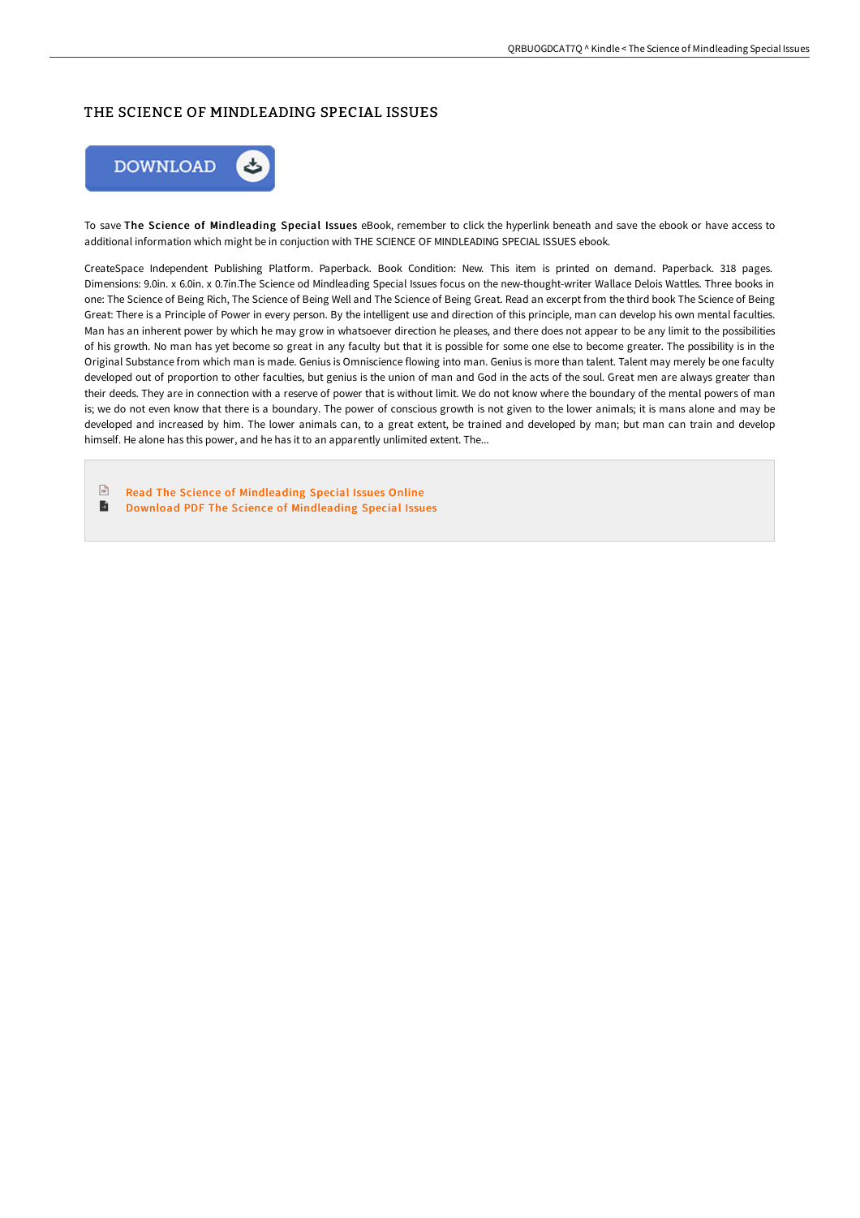# THE SCIENCE OF MINDLEADING SPECIAL ISSUES

To save **The Science of Mindleading Special Issues** eBook, remember to click the hyperlink beneath and save the ebook or have access to additional information which might be in conjuction with THE SCIENCE OF MINDLEADING SPECIAL ISSUES ebook.

CreateSpace Independent Publishing Platform. Paperback. Book Condition: New. This item is printed on demand. Paperback. 318 pages. Dimensions: 9.0in. x 6.0in. x 0.7in.The Science od Mindleading Special Issues focus on the new-thought-writer Wallace Delois Wattles. Three books in one: The Science of Being Rich, The Science of Being Well and The Science of Being Great. Read an excerpt from the third book The Science of Being Great: There is a Principle of Power in every person. By the intelligent use and direction of this principle, man can develop his own mental faculties. Man has an inherent power by which he may grow in whatsoever direction he pleases, and there does not appear to be any limit to the possibilities of his growth. No man has yet become so great in any faculty but that it is possible for some one else to become greater. The possibility is in the Original Substance from which man is made. Genius is Omniscience flowing into man. Genius is more than talent. Talent may merely be one faculty developed out of proportion to other faculties, but genius is the union of man and God in the acts of the soul. Great men are always greater than their deeds. They are in connection with a reserve of power that is without limit. We do not know where the boundary of the mental powers of man is; we do not even know that there is a boundary. The power of conscious growth is not given to the lower animals; it is mans alone and may be developed and increased by him. The lower animals can, to a great extent, be trained and developed by man; but man can train and develop himself. He alone has this power, and he has it to an apparently unlimited extent. The...

- Read The Science of Mindleading Special Issues Online
- Download PDF The Science of Mindleading Special Issues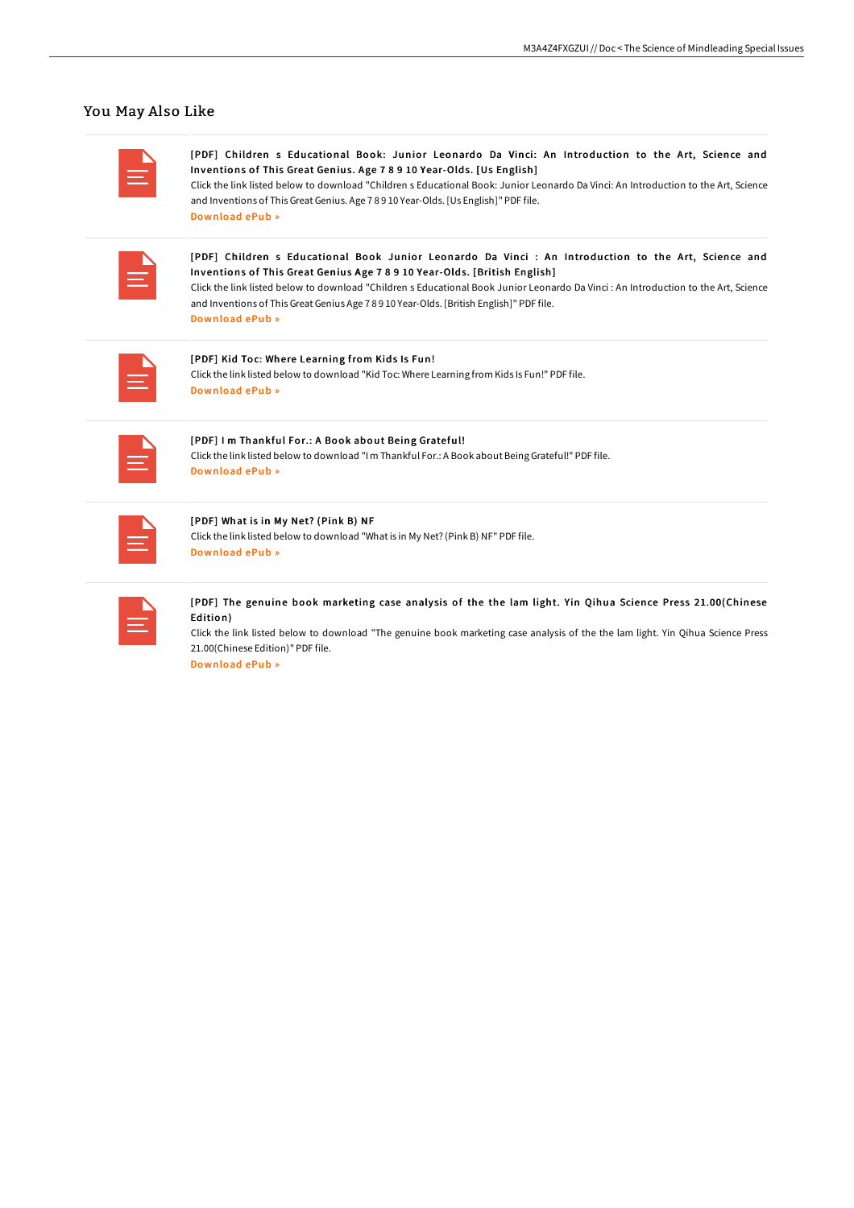## You May Also Like

[PDF] Children s Educational Book: Junior Leonardo Da Vinci: An Introduction to the Art, Science and Inventions of This Great Genius. Age 7 8 9 10 Year-Olds. [Us English]

Click the link listed below to download "Children s Educational Book: Junior Leonardo Da Vinci: An Introduction to the Art, Science and Inventions of This Great Genius. Age 7 8 9 10 Year-Olds. [Us English]" PDF file.

Download ePub »

[PDF] Children s Educational Book Junior Leonardo Da Vinci : An Introduction to the Art, Science and Inventions of This Great Genius Age 7 8 9 10 Year-Olds. [British English]

Click the link listed below to download "Children s Educational Book Junior Leonardo Da Vinci : An Introduction to the Art, Science and Inventions of This Great Genius Age 7 8 9 10 Year-Olds. [British English]" PDF file.

Download ePub »

[PDF] Kid Toc: Where Learning from Kids Is Fun!

Click the link listed below to download "Kid Toc: Where Learning from Kids Is Fun!" PDF file.

Download ePub »

[PDF] I m Thankful For.: A Book about Being Grateful!

Click the link listed below to download "I m Thankful For.: A Book about Being Grateful!" PDF file.

Download ePub »

[PDF] What is in My Net? (Pink B) NF

Click the link listed below to download "What is in My Net? (Pink B) NF" PDF file.

Download ePub »

[PDF] The genuine book marketing case analysis of the the lam light. Yin Qihua Science Press 21.00(Chinese Edition)

Click the link listed below to download "The genuine book marketing case analysis of the the lam light. Yin Qihua Science Press 21.00(Chinese Edition)" PDF file.

Download ePub »